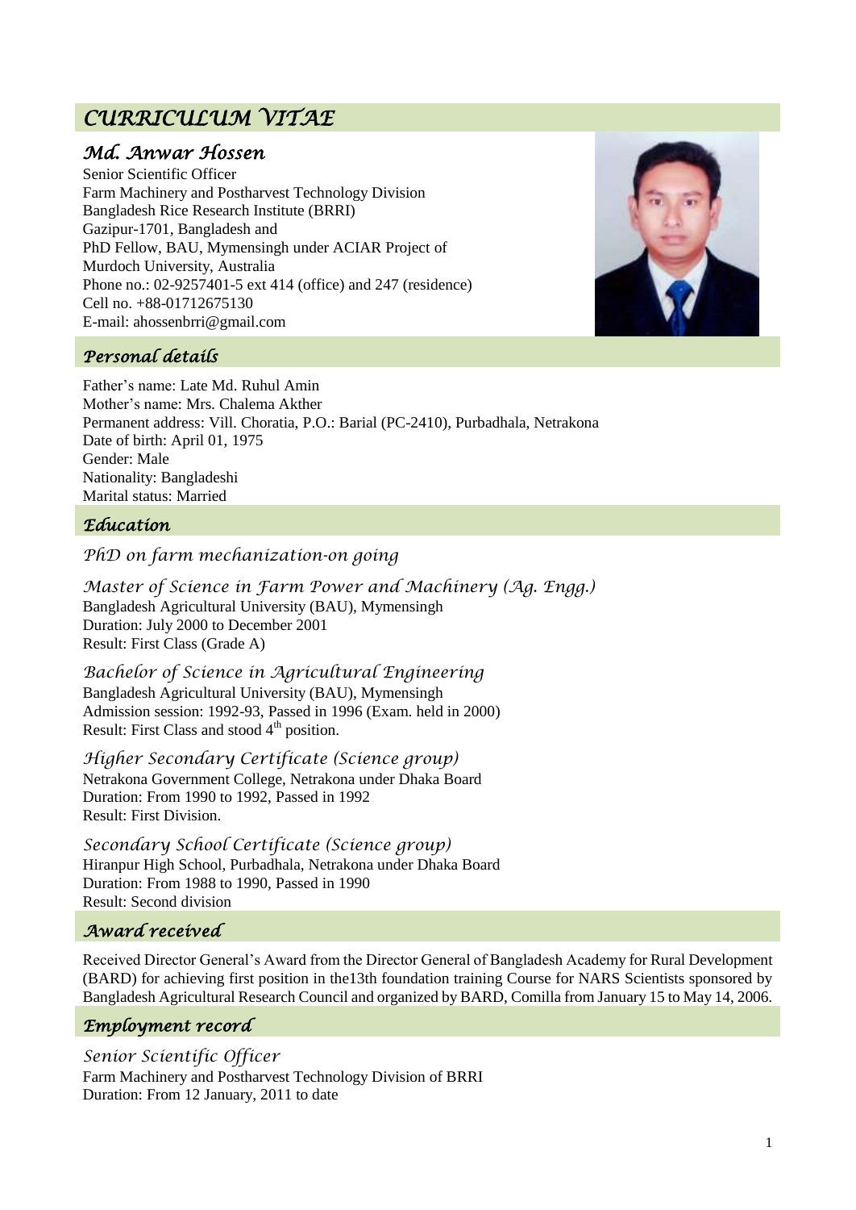# CURRICULUM VITAE

## Md. Anwar Hossen

Senior Scientific Officer
Farm Machinery and Postharvest Technology Division
Bangladesh Rice Research Institute (BRRI)
Gazipur-1701, Bangladesh and
PhD Fellow, BAU, Mymensingh under ACIAR Project of
Murdoch University, Australia
Phone no.: 02-9257401-5 ext 414 (office) and 247 (residence)
Cell no. +88-01712675130
E-mail: ahossenbrri@gmail.com

## Personal details

Father's name: Late Md. Ruhul Amin
Mother's name: Mrs. Chalema Akther
Permanent address: Vill. Choratia, P.O.: Barial (PC-2410), Purbadhala, Netrakona
Date of birth: April 01, 1975
Gender: Male
Nationality: Bangladeshi
Marital status: Married

## Education

### PhD on farm mechanization-on going

### Master of Science in Farm Power and Machinery (Ag. Engg.)

Bangladesh Agricultural University (BAU), Mymensingh
Duration: July 2000 to December 2001
Result: First Class (Grade A)

### Bachelor of Science in Agricultural Engineering

Bangladesh Agricultural University (BAU), Mymensingh
Admission session: 1992-93, Passed in 1996 (Exam. held in 2000)
Result: First Class and stood 4th position.

### Higher Secondary Certificate (Science group)

Netrakona Government College, Netrakona under Dhaka Board
Duration: From 1990 to 1992, Passed in 1992
Result: First Division.

### Secondary School Certificate (Science group)

Hiranpur High School, Purbadhala, Netrakona under Dhaka Board
Duration: From 1988 to 1990, Passed in 1990
Result: Second division

## Award received

Received Director General's Award from the Director General of Bangladesh Academy for Rural Development (BARD) for achieving first position in the13th foundation training Course for NARS Scientists sponsored by Bangladesh Agricultural Research Council and organized by BARD, Comilla from January 15 to May 14, 2006.

## Employment record

### Senior Scientific Officer

Farm Machinery and Postharvest Technology Division of BRRI
Duration: From 12 January, 2011 to date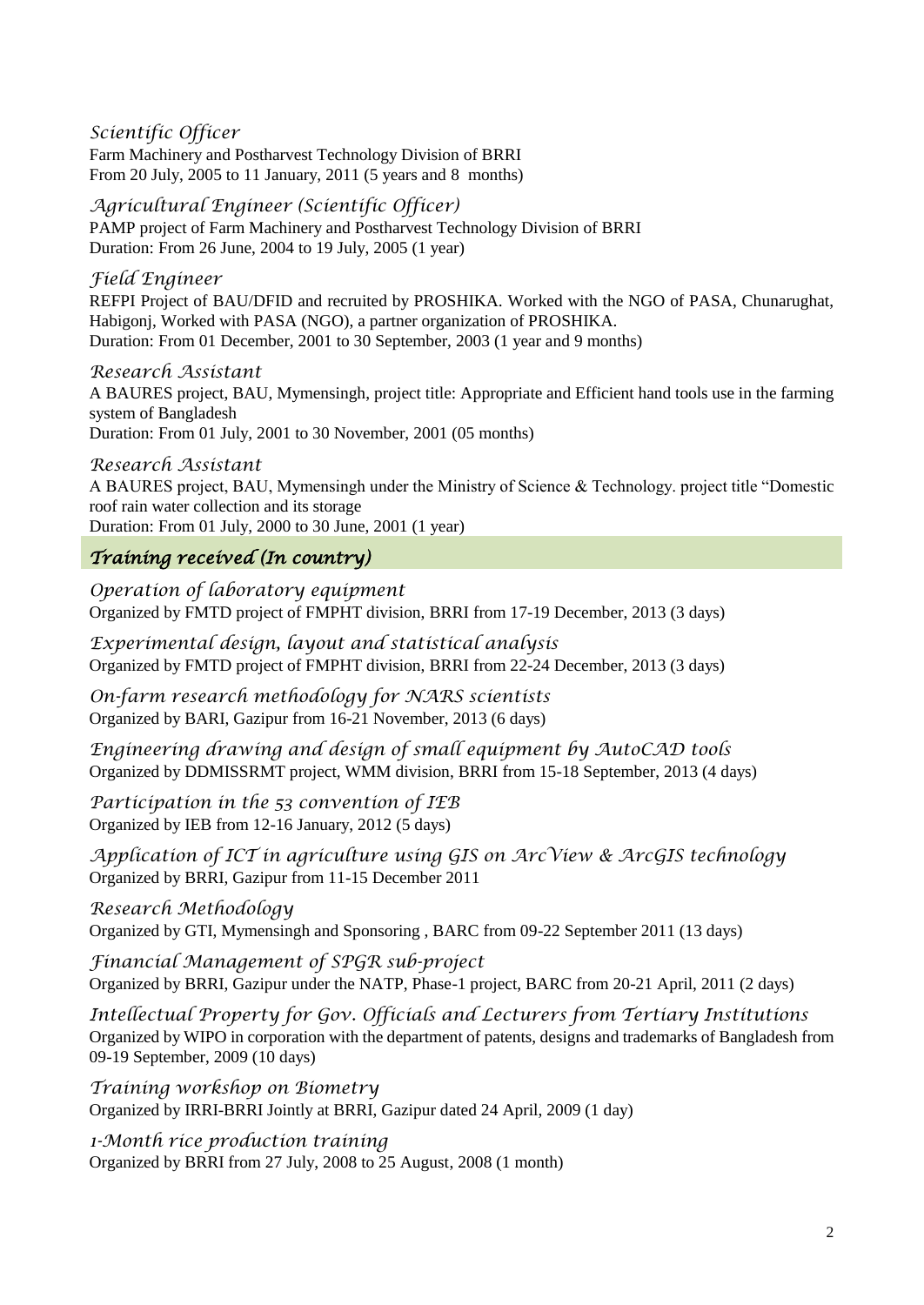*Scientific Officer*
Farm Machinery and Postharvest Technology Division of BRRI
From 20 July, 2005 to 11 January, 2011 (5 years and 8 months)

*Agricultural Engineer (Scientific Officer)*
PAMP project of Farm Machinery and Postharvest Technology Division of BRRI
Duration: From 26 June, 2004 to 19 July, 2005 (1 year)

*Field Engineer*
REFPI Project of BAU/DFID and recruited by PROSHIKA. Worked with the NGO of PASA, Chunarughat, Habigonj, Worked with PASA (NGO), a partner organization of PROSHIKA.
Duration: From 01 December, 2001 to 30 September, 2003 (1 year and 9 months)

*Research Assistant*
A BAURES project, BAU, Mymensingh, project title: Appropriate and Efficient hand tools use in the farming system of Bangladesh
Duration: From 01 July, 2001 to 30 November, 2001 (05 months)

*Research Assistant*
A BAURES project, BAU, Mymensingh under the Ministry of Science & Technology. project title "Domestic roof rain water collection and its storage
Duration: From 01 July, 2000 to 30 June, 2001 (1 year)

## *Training received (In country)*

*Operation of laboratory equipment*
Organized by FMTD project of FMPHT division, BRRI from 17-19 December, 2013 (3 days)

*Experimental design, layout and statistical analysis*
Organized by FMTD project of FMPHT division, BRRI from 22-24 December, 2013 (3 days)

*On-farm research methodology for NARS scientists*
Organized by BARI, Gazipur from 16-21 November, 2013 (6 days)

*Engineering drawing and design of small equipment by AutoCAD tools*
Organized by DDMISSRMT project, WMM division, BRRI from 15-18 September, 2013 (4 days)

*Participation in the 53 convention of IEB*
Organized by IEB from 12-16 January, 2012 (5 days)

*Application of ICT in agriculture using GIS on ArcView & ArcGIS technology*
Organized by BRRI, Gazipur from 11-15 December 2011

*Research Methodology*
Organized by GTI, Mymensingh and Sponsoring , BARC from 09-22 September 2011 (13 days)

*Financial Management of SPGR sub-project*
Organized by BRRI, Gazipur under the NATP, Phase-1 project, BARC from 20-21 April, 2011 (2 days)

*Intellectual Property for Gov. Officials and Lecturers from Tertiary Institutions*
Organized by WIPO in corporation with the department of patents, designs and trademarks of Bangladesh from 09-19 September, 2009 (10 days)

*Training workshop on Biometry*
Organized by IRRI-BRRI Jointly at BRRI, Gazipur dated 24 April, 2009 (1 day)

*1-Month rice production training*
Organized by BRRI from 27 July, 2008 to 25 August, 2008 (1 month)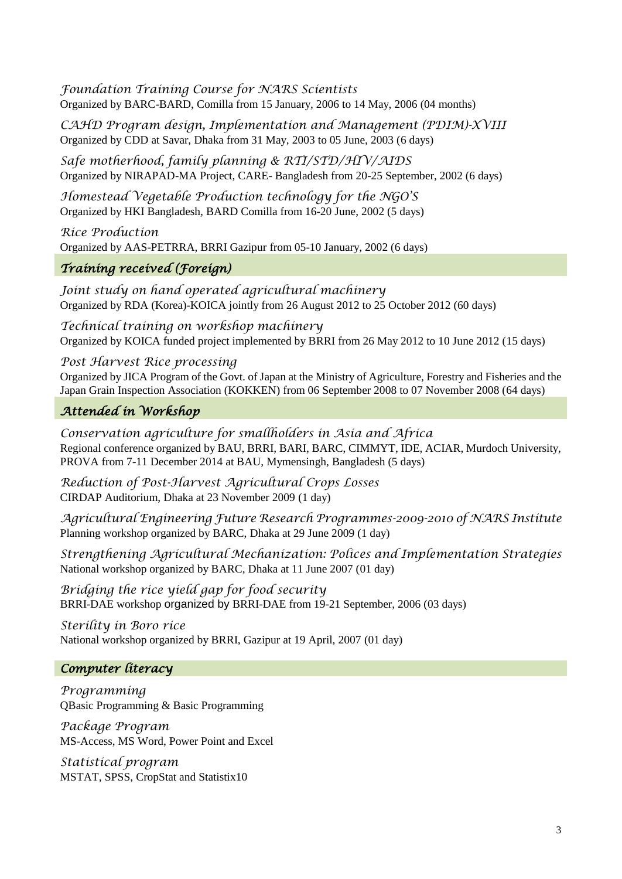*Foundation Training Course for NARS Scientists*
Organized by BARC-BARD, Comilla from 15 January, 2006 to 14 May, 2006 (04 months)

*CAHD Program design, Implementation and Management (PDIM)-XVIII*
Organized by CDD at Savar, Dhaka from 31 May, 2003 to 05 June, 2003 (6 days)

*Safe motherhood, family planning & RTI/STD/HIV/AIDS*
Organized by NIRAPAD-MA Project, CARE- Bangladesh from 20-25 September, 2002 (6 days)

*Homestead Vegetable Production technology for the NGO'S*
Organized by HKI Bangladesh, BARD Comilla from 16-20 June, 2002 (5 days)

*Rice Production*
Organized by AAS-PETRRA, BRRI Gazipur from 05-10 January, 2002 (6 days)

## Training received (Foreign)

*Joint study on hand operated agricultural machinery*
Organized by RDA (Korea)-KOICA jointly from 26 August 2012 to 25 October 2012 (60 days)

*Technical training on workshop machinery*
Organized by KOICA funded project implemented by BRRI from 26 May 2012 to 10 June 2012 (15 days)

*Post Harvest Rice processing*
Organized by JICA Program of the Govt. of Japan at the Ministry of Agriculture, Forestry and Fisheries and the Japan Grain Inspection Association (KOKKEN) from 06 September 2008 to 07 November 2008 (64 days)

## Attended in Workshop

*Conservation agriculture for smallholders in Asia and Africa*
Regional conference organized by BAU, BRRI, BARI, BARC, CIMMYT, IDE, ACIAR, Murdoch University, PROVA from 7-11 December 2014 at BAU, Mymensingh, Bangladesh (5 days)

*Reduction of Post-Harvest Agricultural Crops Losses*
CIRDAP Auditorium, Dhaka at 23 November 2009 (1 day)

*Agricultural Engineering Future Research Programmes-2009-2010 of NARS Institute*
Planning workshop organized by BARC, Dhaka at 29 June 2009 (1 day)

*Strengthening Agricultural Mechanization: Polices and Implementation Strategies*
National workshop organized by BARC, Dhaka at 11 June 2007 (01 day)

*Bridging the rice yield gap for food security*
BRRI-DAE workshop organized by BRRI-DAE from 19-21 September, 2006 (03 days)

*Sterility in Boro rice*
National workshop organized by BRRI, Gazipur at 19 April, 2007 (01 day)

## Computer literacy

*Programming*
QBasic Programming & Basic Programming

*Package Program*
MS-Access, MS Word, Power Point and Excel

*Statistical program*
MSTAT, SPSS, CropStat and Statistix10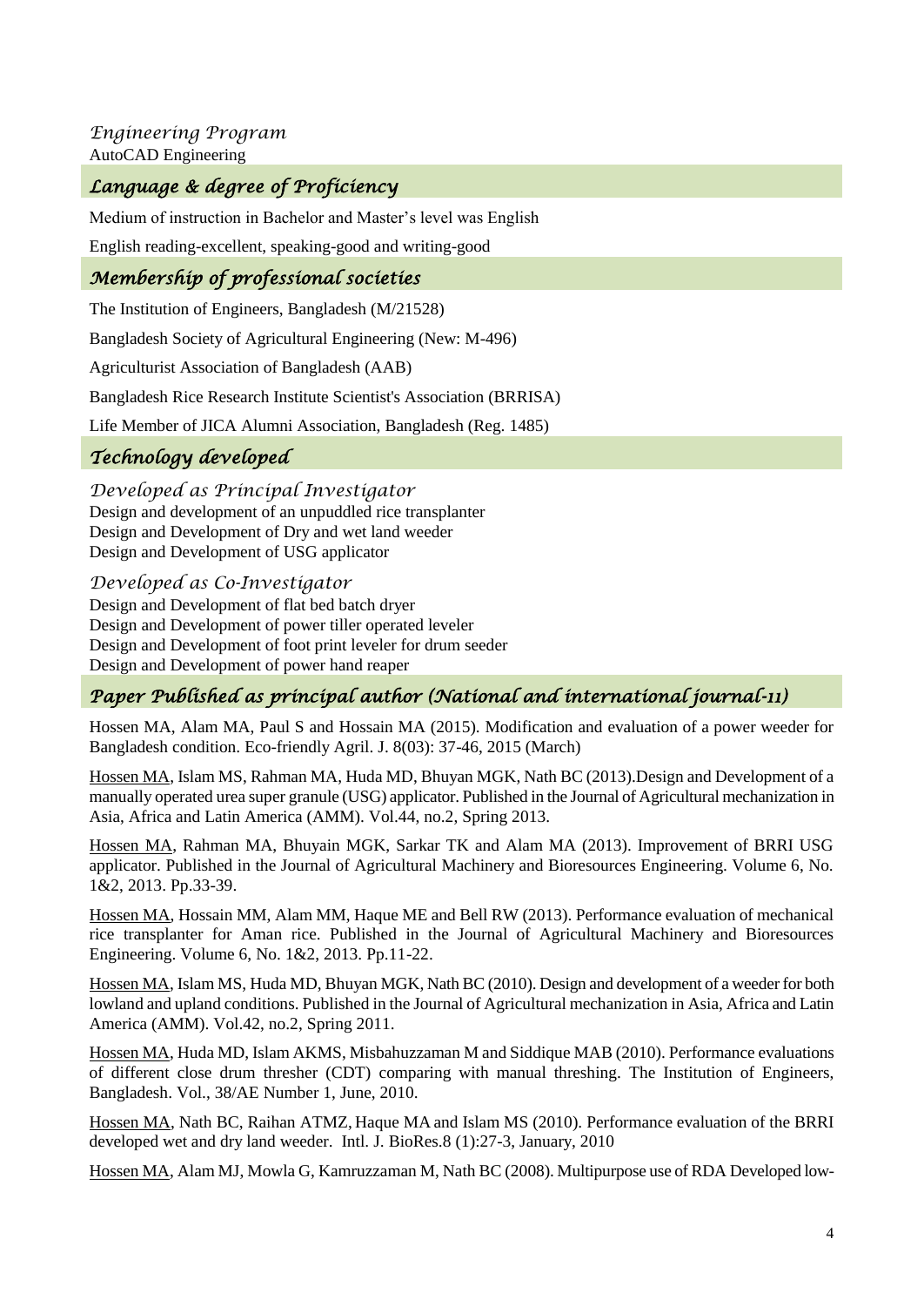### *Engineering Program*

AutoCAD Engineering

## *Language & degree of Proficiency*

Medium of instruction in Bachelor and Master's level was English

English reading-excellent, speaking-good and writing-good

## *Membership of professional societies*

The Institution of Engineers, Bangladesh (M/21528)

Bangladesh Society of Agricultural Engineering (New: M-496)

Agriculturist Association of Bangladesh (AAB)

Bangladesh Rice Research Institute Scientist's Association (BRRISA)

Life Member of JICA Alumni Association, Bangladesh (Reg. 1485)

## *Technology developed*

### *Developed as Principal Investigator*

Design and development of an unpuddled rice transplanter
Design and Development of Dry and wet land weeder
Design and Development of USG applicator

### *Developed as Co-Investigator*

Design and Development of flat bed batch dryer
Design and Development of power tiller operated leveler
Design and Development of foot print leveler for drum seeder
Design and Development of power hand reaper

## *Paper Published as principal author (National and international journal-11)*

Hossen MA, Alam MA, Paul S and Hossain MA (2015). Modification and evaluation of a power weeder for Bangladesh condition. Eco-friendly Agril. J. 8(03): 37-46, 2015 (March)

Hossen MA, Islam MS, Rahman MA, Huda MD, Bhuyan MGK, Nath BC (2013).Design and Development of a manually operated urea super granule (USG) applicator. Published in the Journal of Agricultural mechanization in Asia, Africa and Latin America (AMM). Vol.44, no.2, Spring 2013.

Hossen MA, Rahman MA, Bhuyain MGK, Sarkar TK and Alam MA (2013). Improvement of BRRI USG applicator. Published in the Journal of Agricultural Machinery and Bioresources Engineering. Volume 6, No. 1&2, 2013. Pp.33-39.

Hossen MA, Hossain MM, Alam MM, Haque ME and Bell RW (2013). Performance evaluation of mechanical rice transplanter for Aman rice. Published in the Journal of Agricultural Machinery and Bioresources Engineering. Volume 6, No. 1&2, 2013. Pp.11-22.

Hossen MA, Islam MS, Huda MD, Bhuyan MGK, Nath BC (2010). Design and development of a weeder for both lowland and upland conditions. Published in the Journal of Agricultural mechanization in Asia, Africa and Latin America (AMM). Vol.42, no.2, Spring 2011.

Hossen MA, Huda MD, Islam AKMS, Misbahuzzaman M and Siddique MAB (2010). Performance evaluations of different close drum thresher (CDT) comparing with manual threshing. The Institution of Engineers, Bangladesh. Vol., 38/AE Number 1, June, 2010.

Hossen MA, Nath BC, Raihan ATMZ, Haque MA and Islam MS (2010). Performance evaluation of the BRRI developed wet and dry land weeder. Intl. J. BioRes.8 (1):27-3, January, 2010

Hossen MA, Alam MJ, Mowla G, Kamruzzaman M, Nath BC (2008). Multipurpose use of RDA Developed low-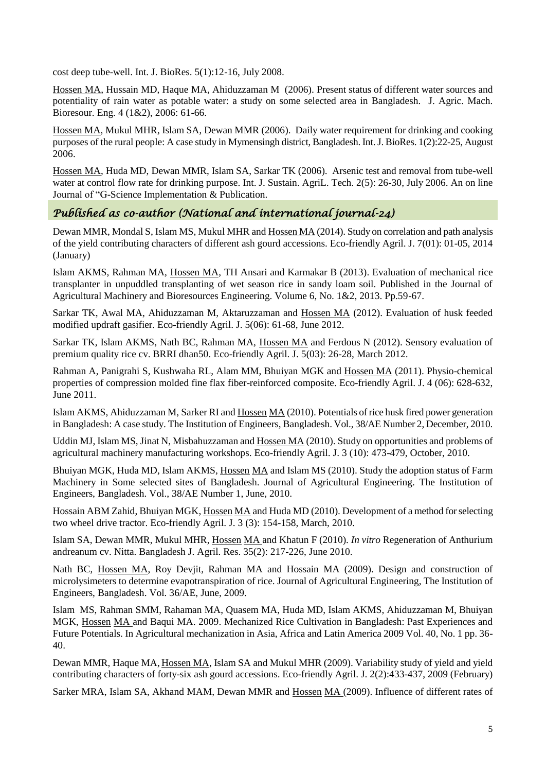cost deep tube-well. Int. J. BioRes. 5(1):12-16, July 2008.

<u>Hossen MA</u>, Hussain MD, Haque MA, Ahiduzzaman M (2006). Present status of different water sources and potentiality of rain water as potable water: a study on some selected area in Bangladesh. J. Agric. Mach. Bioresour. Eng. 4 (1&2), 2006: 61-66.

<u>Hossen MA</u>, Mukul MHR, Islam SA, Dewan MMR (2006). Daily water requirement for drinking and cooking purposes of the rural people: A case study in Mymensingh district, Bangladesh. Int. J. BioRes. 1(2):22-25, August 2006.

<u>Hossen MA</u>, Huda MD, Dewan MMR, Islam SA, Sarkar TK (2006). Arsenic test and removal from tube-well water at control flow rate for drinking purpose. Int. J. Sustain. AgriL. Tech. 2(5): 26-30, July 2006. An on line Journal of "G-Science Implementation & Publication.

## *Published as co-author (National and international journal-24)*

Dewan MMR, Mondal S, Islam MS, Mukul MHR and <u>Hossen MA</u> (2014). Study on correlation and path analysis of the yield contributing characters of different ash gourd accessions. Eco-friendly Agril. J. 7(01): 01-05, 2014 (January)

Islam AKMS, Rahman MA, <u>Hossen MA</u>, TH Ansari and Karmakar B (2013). Evaluation of mechanical rice transplanter in unpuddled transplanting of wet season rice in sandy loam soil. Published in the Journal of Agricultural Machinery and Bioresources Engineering. Volume 6, No. 1&2, 2013. Pp.59-67.

Sarkar TK, Awal MA, Ahiduzzaman M, Aktaruzzaman and <u>Hossen MA</u> (2012). Evaluation of husk feeded modified updraft gasifier. Eco-friendly Agril. J. 5(06): 61-68, June 2012.

Sarkar TK, Islam AKMS, Nath BC, Rahman MA, <u>Hossen MA</u> and Ferdous N (2012). Sensory evaluation of premium quality rice cv. BRRI dhan50. Eco-friendly Agril. J. 5(03): 26-28, March 2012.

Rahman A, Panigrahi S, Kushwaha RL, Alam MM, Bhuiyan MGK and <u>Hossen MA</u> (2011). Physio-chemical properties of compression molded fine flax fiber-reinforced composite. Eco-friendly Agril. J. 4 (06): 628-632, June 2011.

Islam AKMS, Ahiduzzaman M, Sarker RI and <u>Hossen MA</u> (2010). Potentials of rice husk fired power generation in Bangladesh: A case study. The Institution of Engineers, Bangladesh. Vol., 38/AE Number 2, December, 2010.

Uddin MJ, Islam MS, Jinat N, Misbahuzzaman and <u>Hossen MA</u> (2010). Study on opportunities and problems of agricultural machinery manufacturing workshops. Eco-friendly Agril. J. 3 (10): 473-479, October, 2010.

Bhuiyan MGK, Huda MD, Islam AKMS, <u>Hossen MA</u> and Islam MS (2010). Study the adoption status of Farm Machinery in Some selected sites of Bangladesh. Journal of Agricultural Engineering. The Institution of Engineers, Bangladesh. Vol., 38/AE Number 1, June, 2010.

Hossain ABM Zahid, Bhuiyan MGK, <u>Hossen MA</u> and Huda MD (2010). Development of a method for selecting two wheel drive tractor. Eco-friendly Agril. J. 3 (3): 154-158, March, 2010.

Islam SA, Dewan MMR, Mukul MHR, <u>Hossen MA</u> and Khatun F (2010). *In vitro* Regeneration of Anthurium andreanum cv. Nitta. Bangladesh J. Agril. Res. 35(2): 217-226, June 2010.

Nath BC, <u>Hossen MA</u>, Roy Devjit, Rahman MA and Hossain MA (2009). Design and construction of microlysimeters to determine evapotranspiration of rice. Journal of Agricultural Engineering, The Institution of Engineers, Bangladesh. Vol. 36/AE, June, 2009.

Islam MS, Rahman SMM, Rahaman MA, Quasem MA, Huda MD, Islam AKMS, Ahiduzzaman M, Bhuiyan MGK, <u>Hossen MA</u> and Baqui MA. 2009. Mechanized Rice Cultivation in Bangladesh: Past Experiences and Future Potentials. In Agricultural mechanization in Asia, Africa and Latin America 2009 Vol. 40, No. 1 pp. 36-40.

Dewan MMR, Haque MA, <u>Hossen MA</u>, Islam SA and Mukul MHR (2009). Variability study of yield and yield contributing characters of forty-six ash gourd accessions. Eco-friendly Agril. J. 2(2):433-437, 2009 (February)

Sarker MRA, Islam SA, Akhand MAM, Dewan MMR and <u>Hossen MA</u> (2009). Influence of different rates of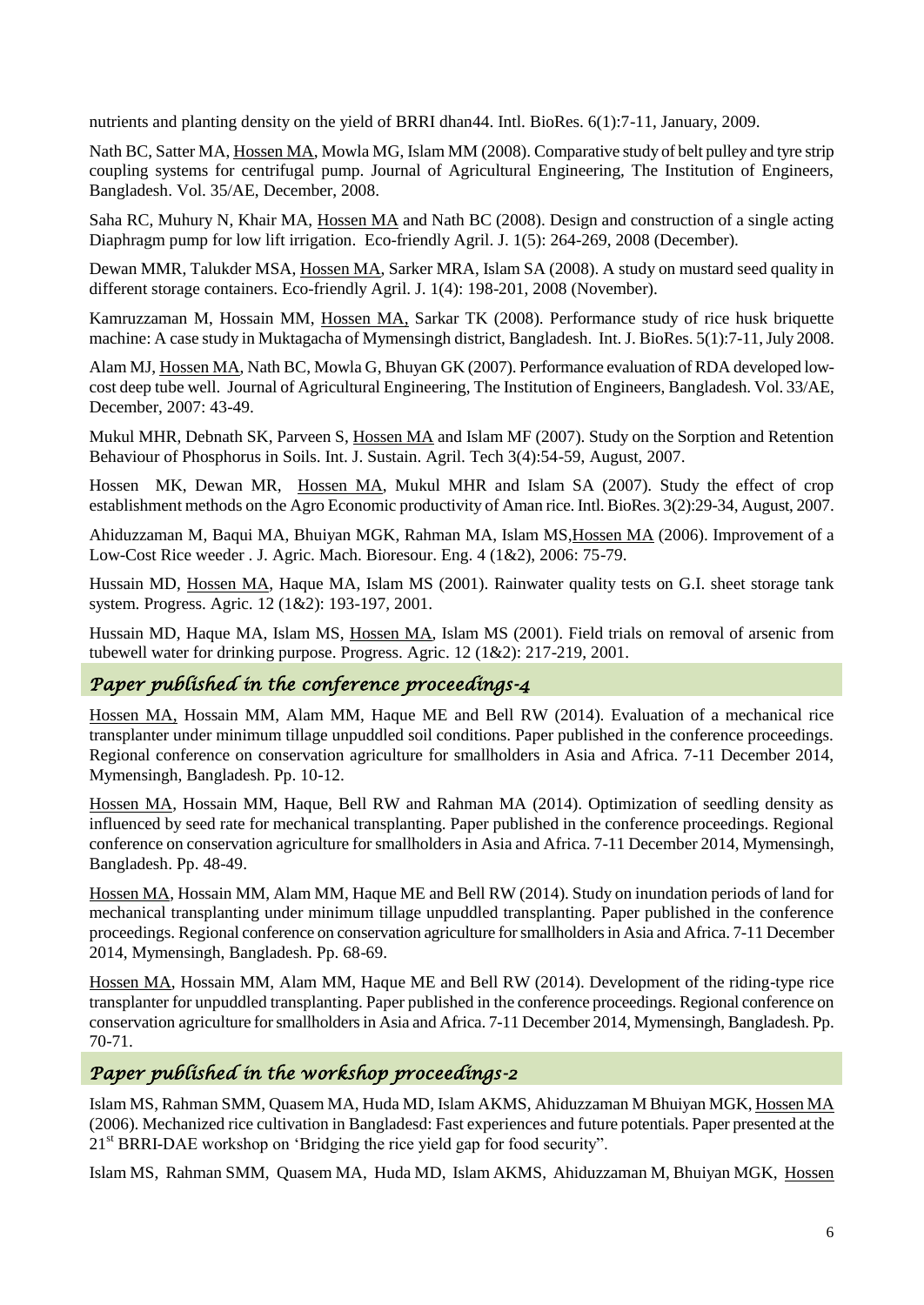nutrients and planting density on the yield of BRRI dhan44. Intl. BioRes. 6(1):7-11, January, 2009.

Nath BC, Satter MA, Hossen MA, Mowla MG, Islam MM (2008). Comparative study of belt pulley and tyre strip coupling systems for centrifugal pump. Journal of Agricultural Engineering, The Institution of Engineers, Bangladesh. Vol. 35/AE, December, 2008.

Saha RC, Muhury N, Khair MA, Hossen MA and Nath BC (2008). Design and construction of a single acting Diaphragm pump for low lift irrigation. Eco-friendly Agril. J. 1(5): 264-269, 2008 (December).

Dewan MMR, Talukder MSA, Hossen MA, Sarker MRA, Islam SA (2008). A study on mustard seed quality in different storage containers. Eco-friendly Agril. J. 1(4): 198-201, 2008 (November).

Kamruzzaman M, Hossain MM, Hossen MA, Sarkar TK (2008). Performance study of rice husk briquette machine: A case study in Muktagacha of Mymensingh district, Bangladesh. Int. J. BioRes. 5(1):7-11, July 2008.

Alam MJ, Hossen MA, Nath BC, Mowla G, Bhuyan GK (2007). Performance evaluation of RDA developed low-cost deep tube well. Journal of Agricultural Engineering, The Institution of Engineers, Bangladesh. Vol. 33/AE, December, 2007: 43-49.

Mukul MHR, Debnath SK, Parveen S, Hossen MA and Islam MF (2007). Study on the Sorption and Retention Behaviour of Phosphorus in Soils. Int. J. Sustain. Agril. Tech 3(4):54-59, August, 2007.

Hossen MK, Dewan MR, Hossen MA, Mukul MHR and Islam SA (2007). Study the effect of crop establishment methods on the Agro Economic productivity of Aman rice. Intl. BioRes. 3(2):29-34, August, 2007.

Ahiduzzaman M, Baqui MA, Bhuiyan MGK, Rahman MA, Islam MS,Hossen MA (2006). Improvement of a Low-Cost Rice weeder . J. Agric. Mach. Bioresour. Eng. 4 (1&2), 2006: 75-79.

Hussain MD, Hossen MA, Haque MA, Islam MS (2001). Rainwater quality tests on G.I. sheet storage tank system. Progress. Agric. 12 (1&2): 193-197, 2001.

Hussain MD, Haque MA, Islam MS, Hossen MA, Islam MS (2001). Field trials on removal of arsenic from tubewell water for drinking purpose. Progress. Agric. 12 (1&2): 217-219, 2001.

## *Paper published in the conference proceedings-4*

Hossen MA, Hossain MM, Alam MM, Haque ME and Bell RW (2014). Evaluation of a mechanical rice transplanter under minimum tillage unpuddled soil conditions. Paper published in the conference proceedings. Regional conference on conservation agriculture for smallholders in Asia and Africa. 7-11 December 2014, Mymensingh, Bangladesh. Pp. 10-12.

Hossen MA, Hossain MM, Haque, Bell RW and Rahman MA (2014). Optimization of seedling density as influenced by seed rate for mechanical transplanting. Paper published in the conference proceedings. Regional conference on conservation agriculture for smallholders in Asia and Africa. 7-11 December 2014, Mymensingh, Bangladesh. Pp. 48-49.

Hossen MA, Hossain MM, Alam MM, Haque ME and Bell RW (2014). Study on inundation periods of land for mechanical transplanting under minimum tillage unpuddled transplanting. Paper published in the conference proceedings. Regional conference on conservation agriculture for smallholders in Asia and Africa. 7-11 December 2014, Mymensingh, Bangladesh. Pp. 68-69.

Hossen MA, Hossain MM, Alam MM, Haque ME and Bell RW (2014). Development of the riding-type rice transplanter for unpuddled transplanting. Paper published in the conference proceedings. Regional conference on conservation agriculture for smallholders in Asia and Africa. 7-11 December 2014, Mymensingh, Bangladesh. Pp. 70-71.

## *Paper published in the workshop proceedings-2*

Islam MS, Rahman SMM, Quasem MA, Huda MD, Islam AKMS, Ahiduzzaman M Bhuiyan MGK, Hossen MA (2006). Mechanized rice cultivation in Bangladesd: Fast experiences and future potentials. Paper presented at the 21st BRRI-DAE workshop on 'Bridging the rice yield gap for food security".

Islam MS, Rahman SMM, Quasem MA, Huda MD, Islam AKMS, Ahiduzzaman M, Bhuiyan MGK, Hossen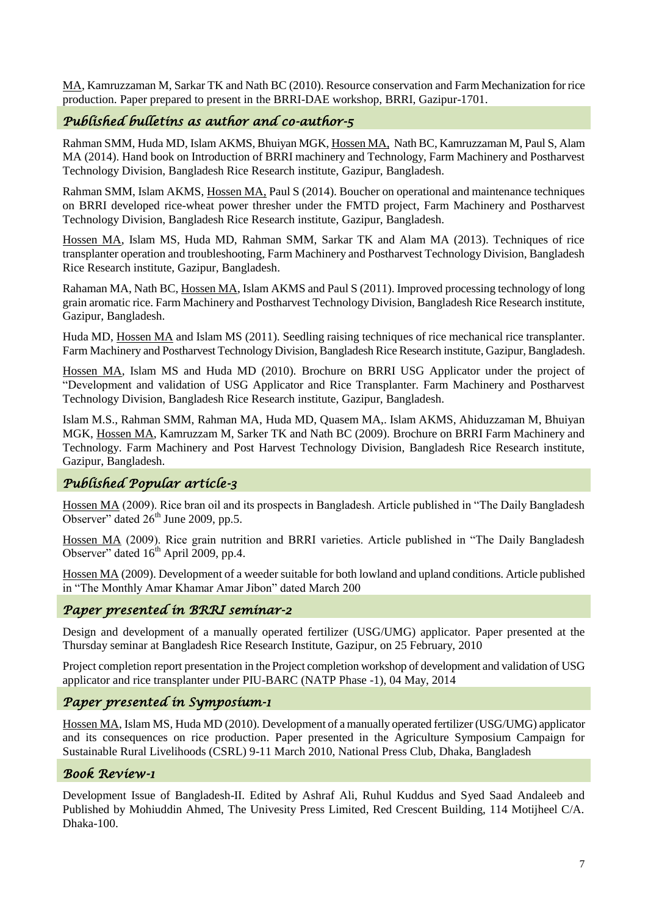MA, Kamruzzaman M, Sarkar TK and Nath BC (2010). Resource conservation and Farm Mechanization for rice production. Paper prepared to present in the BRRI-DAE workshop, BRRI, Gazipur-1701.

## *Published bulletins as author and co-author-5*

Rahman SMM, Huda MD, Islam AKMS, Bhuiyan MGK, Hossen MA, Nath BC, Kamruzzaman M, Paul S, Alam MA (2014). Hand book on Introduction of BRRI machinery and Technology, Farm Machinery and Postharvest Technology Division, Bangladesh Rice Research institute, Gazipur, Bangladesh.

Rahman SMM, Islam AKMS, Hossen MA, Paul S (2014). Boucher on operational and maintenance techniques on BRRI developed rice-wheat power thresher under the FMTD project, Farm Machinery and Postharvest Technology Division, Bangladesh Rice Research institute, Gazipur, Bangladesh.

Hossen MA, Islam MS, Huda MD, Rahman SMM, Sarkar TK and Alam MA (2013). Techniques of rice transplanter operation and troubleshooting, Farm Machinery and Postharvest Technology Division, Bangladesh Rice Research institute, Gazipur, Bangladesh.

Rahaman MA, Nath BC, Hossen MA, Islam AKMS and Paul S (2011). Improved processing technology of long grain aromatic rice. Farm Machinery and Postharvest Technology Division, Bangladesh Rice Research institute, Gazipur, Bangladesh.

Huda MD, Hossen MA and Islam MS (2011). Seedling raising techniques of rice mechanical rice transplanter. Farm Machinery and Postharvest Technology Division, Bangladesh Rice Research institute, Gazipur, Bangladesh.

Hossen MA, Islam MS and Huda MD (2010). Brochure on BRRI USG Applicator under the project of "Development and validation of USG Applicator and Rice Transplanter. Farm Machinery and Postharvest Technology Division, Bangladesh Rice Research institute, Gazipur, Bangladesh.

Islam M.S., Rahman SMM, Rahman MA, Huda MD, Quasem MA,. Islam AKMS, Ahiduzzaman M, Bhuiyan MGK, Hossen MA, Kamruzzam M, Sarker TK and Nath BC (2009). Brochure on BRRI Farm Machinery and Technology. Farm Machinery and Post Harvest Technology Division, Bangladesh Rice Research institute, Gazipur, Bangladesh.

## *Published Popular article-3*

Hossen MA (2009). Rice bran oil and its prospects in Bangladesh. Article published in "The Daily Bangladesh Observer" dated 26th June 2009, pp.5.

Hossen MA (2009). Rice grain nutrition and BRRI varieties. Article published in "The Daily Bangladesh Observer" dated 16th April 2009, pp.4.

Hossen MA (2009). Development of a weeder suitable for both lowland and upland conditions. Article published in "The Monthly Amar Khamar Amar Jibon" dated March 200

## *Paper presented in BRRI seminar-2*

Design and development of a manually operated fertilizer (USG/UMG) applicator. Paper presented at the Thursday seminar at Bangladesh Rice Research Institute, Gazipur, on 25 February, 2010

Project completion report presentation in the Project completion workshop of development and validation of USG applicator and rice transplanter under PIU-BARC (NATP Phase -1), 04 May, 2014

## *Paper presented in Symposium-1*

Hossen MA, Islam MS, Huda MD (2010). Development of a manually operated fertilizer (USG/UMG) applicator and its consequences on rice production. Paper presented in the Agriculture Symposium Campaign for Sustainable Rural Livelihoods (CSRL) 9-11 March 2010, National Press Club, Dhaka, Bangladesh

## *Book Review-1*

Development Issue of Bangladesh-II. Edited by Ashraf Ali, Ruhul Kuddus and Syed Saad Andaleeb and Published by Mohiuddin Ahmed, The Univesity Press Limited, Red Crescent Building, 114 Motijheel C/A. Dhaka-100.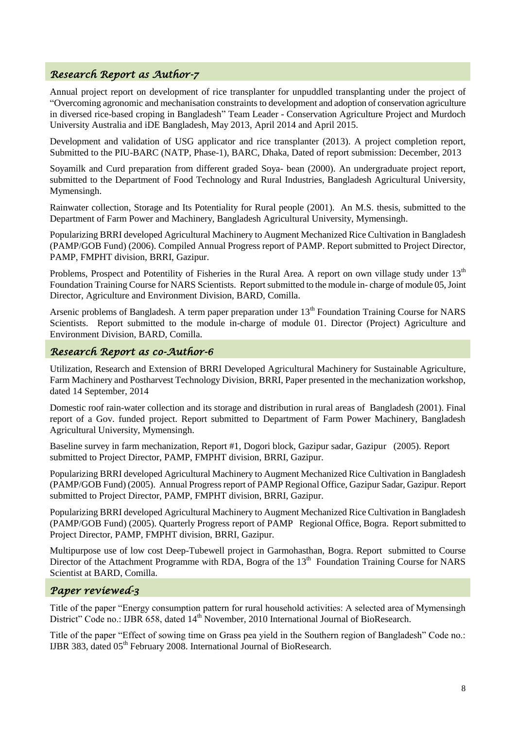## *Research Report as Author-7*

Annual project report on development of rice transplanter for unpuddled transplanting under the project of "Overcoming agronomic and mechanisation constraints to development and adoption of conservation agriculture in diversed rice-based croping in Bangladesh" Team Leader - Conservation Agriculture Project and Murdoch University Australia and iDE Bangladesh, May 2013, April 2014 and April 2015.

Development and validation of USG applicator and rice transplanter (2013). A project completion report, Submitted to the PIU-BARC (NATP, Phase-1), BARC, Dhaka, Dated of report submission: December, 2013

Soyamilk and Curd preparation from different graded Soya- bean (2000). An undergraduate project report, submitted to the Department of Food Technology and Rural Industries, Bangladesh Agricultural University, Mymensingh.

Rainwater collection, Storage and Its Potentiality for Rural people (2001). An M.S. thesis, submitted to the Department of Farm Power and Machinery, Bangladesh Agricultural University, Mymensingh.

Popularizing BRRI developed Agricultural Machinery to Augment Mechanized Rice Cultivation in Bangladesh (PAMP/GOB Fund) (2006). Compiled Annual Progress report of PAMP. Report submitted to Project Director, PAMP, FMPHT division, BRRI, Gazipur.

Problems, Prospect and Potentility of Fisheries in the Rural Area. A report on own village study under 13th Foundation Training Course for NARS Scientists. Report submitted to the module in- charge of module 05, Joint Director, Agriculture and Environment Division, BARD, Comilla.

Arsenic problems of Bangladesh. A term paper preparation under 13th Foundation Training Course for NARS Scientists. Report submitted to the module in-charge of module 01. Director (Project) Agriculture and Environment Division, BARD, Comilla.

## *Research Report as co-Author-6*

Utilization, Research and Extension of BRRI Developed Agricultural Machinery for Sustainable Agriculture, Farm Machinery and Postharvest Technology Division, BRRI, Paper presented in the mechanization workshop, dated 14 September, 2014

Domestic roof rain-water collection and its storage and distribution in rural areas of Bangladesh (2001). Final report of a Gov. funded project. Report submitted to Department of Farm Power Machinery, Bangladesh Agricultural University, Mymensingh.

Baseline survey in farm mechanization, Report #1, Dogori block, Gazipur sadar, Gazipur (2005). Report submitted to Project Director, PAMP, FMPHT division, BRRI, Gazipur.

Popularizing BRRI developed Agricultural Machinery to Augment Mechanized Rice Cultivation in Bangladesh (PAMP/GOB Fund) (2005). Annual Progress report of PAMP Regional Office, Gazipur Sadar, Gazipur. Report submitted to Project Director, PAMP, FMPHT division, BRRI, Gazipur.

Popularizing BRRI developed Agricultural Machinery to Augment Mechanized Rice Cultivation in Bangladesh (PAMP/GOB Fund) (2005). Quarterly Progress report of PAMP Regional Office, Bogra. Report submitted to Project Director, PAMP, FMPHT division, BRRI, Gazipur.

Multipurpose use of low cost Deep-Tubewell project in Garmohasthan, Bogra. Report submitted to Course Director of the Attachment Programme with RDA, Bogra of the 13th Foundation Training Course for NARS Scientist at BARD, Comilla.

## *Paper reviewed-3*

Title of the paper "Energy consumption pattern for rural household activities: A selected area of Mymensingh District" Code no.: IJBR 658, dated 14th November, 2010 International Journal of BioResearch.

Title of the paper "Effect of sowing time on Grass pea yield in the Southern region of Bangladesh" Code no.: IJBR 383, dated 05th February 2008. International Journal of BioResearch.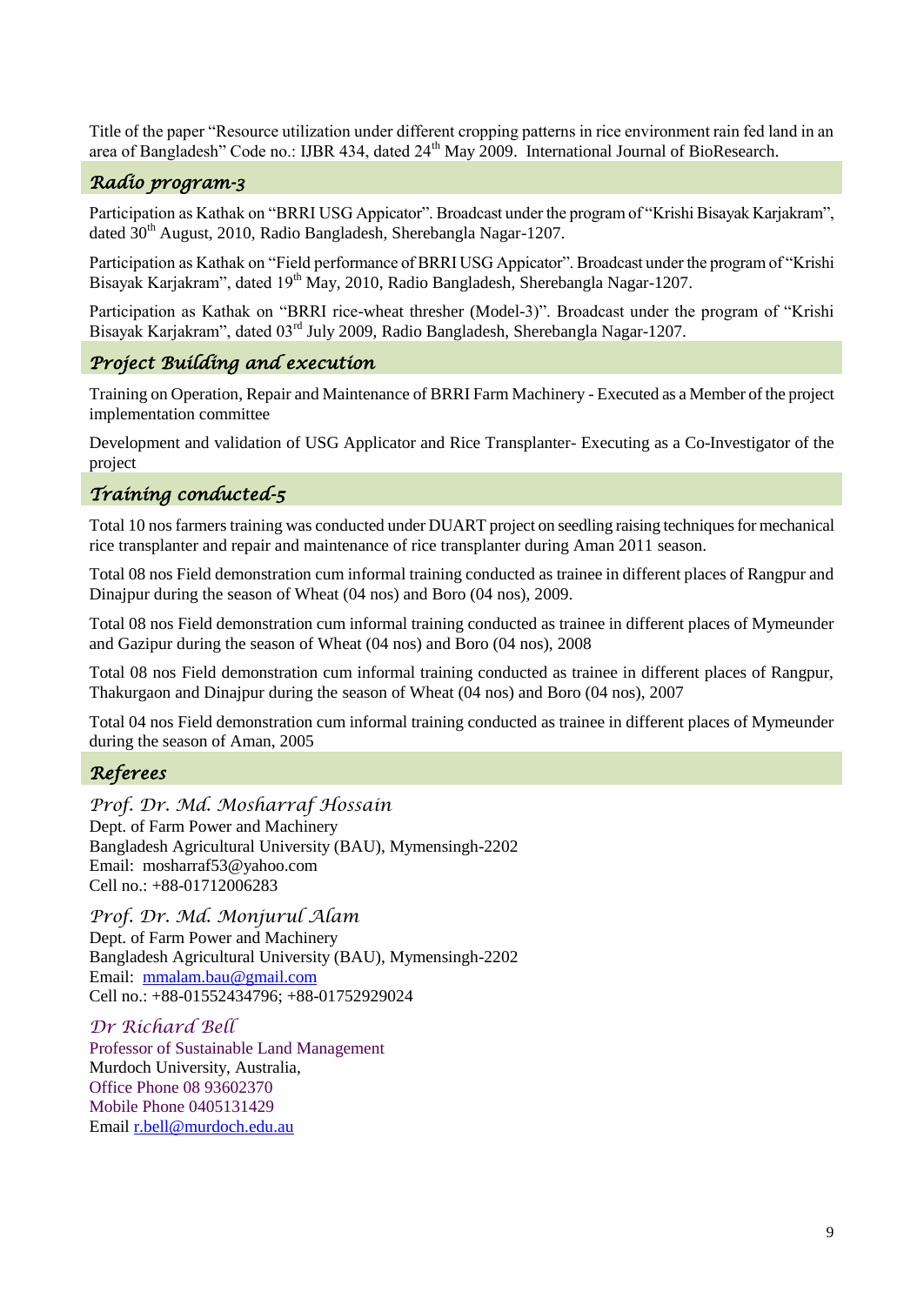Title of the paper "Resource utilization under different cropping patterns in rice environment rain fed land in an area of Bangladesh" Code no.: IJBR 434, dated 24th May 2009. International Journal of BioResearch.

## Radio program-3

Participation as Kathak on "BRRI USG Appicator". Broadcast under the program of "Krishi Bisayak Karjakram", dated 30th August, 2010, Radio Bangladesh, Sherebangla Nagar-1207.

Participation as Kathak on "Field performance of BRRI USG Appicator". Broadcast under the program of "Krishi Bisayak Karjakram", dated 19th May, 2010, Radio Bangladesh, Sherebangla Nagar-1207.

Participation as Kathak on "BRRI rice-wheat thresher (Model-3)". Broadcast under the program of "Krishi Bisayak Karjakram", dated 03rd July 2009, Radio Bangladesh, Sherebangla Nagar-1207.

## Project Building and execution

Training on Operation, Repair and Maintenance of BRRI Farm Machinery - Executed as a Member of the project implementation committee

Development and validation of USG Applicator and Rice Transplanter- Executing as a Co-Investigator of the project

## Training conducted-5

Total 10 nos farmers training was conducted under DUART project on seedling raising techniques for mechanical rice transplanter and repair and maintenance of rice transplanter during Aman 2011 season.

Total 08 nos Field demonstration cum informal training conducted as trainee in different places of Rangpur and Dinajpur during the season of Wheat (04 nos) and Boro (04 nos), 2009.

Total 08 nos Field demonstration cum informal training conducted as trainee in different places of Mymeunder and Gazipur during the season of Wheat (04 nos) and Boro (04 nos), 2008

Total 08 nos Field demonstration cum informal training conducted as trainee in different places of Rangpur, Thakurgaon and Dinajpur during the season of Wheat (04 nos) and Boro (04 nos), 2007

Total 04 nos Field demonstration cum informal training conducted as trainee in different places of Mymeunder during the season of Aman, 2005

## Referees

*Prof. Dr. Md. Mosharraf Hossain*  
Dept. of Farm Power and Machinery  
Bangladesh Agricultural University (BAU), Mymensingh-2202  
Email: mosharraf53@yahoo.com  
Cell no.: +88-01712006283

*Prof. Dr. Md. Monjurul Alam*  
Dept. of Farm Power and Machinery  
Bangladesh Agricultural University (BAU), Mymensingh-2202  
Email: mmalam.bau@gmail.com  
Cell no.: +88-01552434796; +88-01752929024

*Dr Richard Bell*  
Professor of Sustainable Land Management  
Murdoch University, Australia,  
Office Phone 08 93602370  
Mobile Phone 0405131429  
Email r.bell@murdoch.edu.au